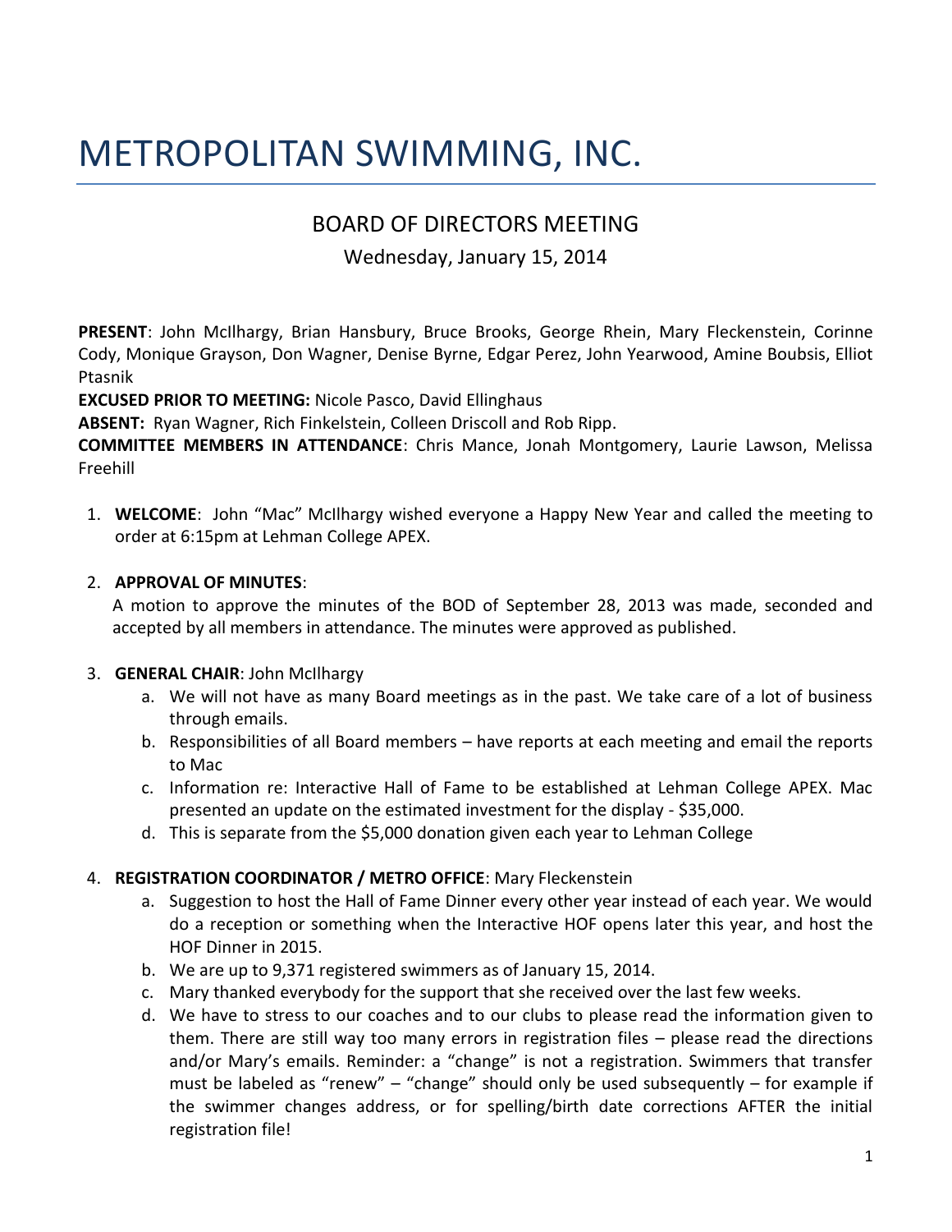# METROPOLITAN SWIMMING, INC.

## BOARD OF DIRECTORS MEETING

Wednesday, January 15, 2014

**PRESENT**: John McIlhargy, Brian Hansbury, Bruce Brooks, George Rhein, Mary Fleckenstein, Corinne Cody, Monique Grayson, Don Wagner, Denise Byrne, Edgar Perez, John Yearwood, Amine Boubsis, Elliot Ptasnik

**EXCUSED PRIOR TO MEETING:** Nicole Pasco, David Ellinghaus

**ABSENT:** Ryan Wagner, Rich Finkelstein, Colleen Driscoll and Rob Ripp.

**COMMITTEE MEMBERS IN ATTENDANCE**: Chris Mance, Jonah Montgomery, Laurie Lawson, Melissa Freehill

1. **WELCOME**: John "Mac" McIlhargy wished everyone a Happy New Year and called the meeting to order at 6:15pm at Lehman College APEX.

2. **APPROVAL OF MINUTES**:
   A motion to approve the minutes of the BOD of September 28, 2013 was made, seconded and accepted by all members in attendance. The minutes were approved as published.

3. **GENERAL CHAIR**: John McIlhargy
   a. We will not have as many Board meetings as in the past. We take care of a lot of business through emails.
   b. Responsibilities of all Board members – have reports at each meeting and email the reports to Mac
   c. Information re: Interactive Hall of Fame to be established at Lehman College APEX. Mac presented an update on the estimated investment for the display - $35,000.
   d. This is separate from the $5,000 donation given each year to Lehman College

4. **REGISTRATION COORDINATOR / METRO OFFICE**: Mary Fleckenstein
   a. Suggestion to host the Hall of Fame Dinner every other year instead of each year. We would do a reception or something when the Interactive HOF opens later this year, and host the HOF Dinner in 2015.
   b. We are up to 9,371 registered swimmers as of January 15, 2014.
   c. Mary thanked everybody for the support that she received over the last few weeks.
   d. We have to stress to our coaches and to our clubs to please read the information given to them. There are still way too many errors in registration files – please read the directions and/or Mary's emails. Reminder: a "change" is not a registration. Swimmers that transfer must be labeled as "renew" – "change" should only be used subsequently – for example if the swimmer changes address, or for spelling/birth date corrections AFTER the initial registration file!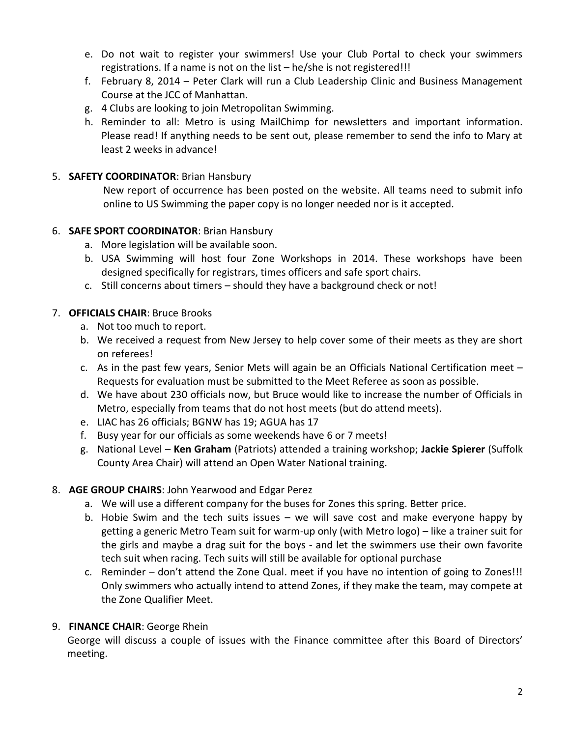e. Do not wait to register your swimmers! Use your Club Portal to check your swimmers registrations. If a name is not on the list – he/she is not registered!!!
f. February 8, 2014 – Peter Clark will run a Club Leadership Clinic and Business Management Course at the JCC of Manhattan.
g. 4 Clubs are looking to join Metropolitan Swimming.
h. Reminder to all: Metro is using MailChimp for newsletters and important information. Please read! If anything needs to be sent out, please remember to send the info to Mary at least 2 weeks in advance!

5. **SAFETY COORDINATOR**: Brian Hansbury

   New report of occurrence has been posted on the website. All teams need to submit info online to US Swimming the paper copy is no longer needed nor is it accepted.

6. **SAFE SPORT COORDINATOR**: Brian Hansbury
   a. More legislation will be available soon.
   b. USA Swimming will host four Zone Workshops in 2014. These workshops have been designed specifically for registrars, times officers and safe sport chairs.
   c. Still concerns about timers – should they have a background check or not!

7. **OFFICIALS CHAIR**: Bruce Brooks
   a. Not too much to report.
   b. We received a request from New Jersey to help cover some of their meets as they are short on referees!
   c. As in the past few years, Senior Mets will again be an Officials National Certification meet – Requests for evaluation must be submitted to the Meet Referee as soon as possible.
   d. We have about 230 officials now, but Bruce would like to increase the number of Officials in Metro, especially from teams that do not host meets (but do attend meets).
   e. LIAC has 26 officials; BGNW has 19; AGUA has 17
   f. Busy year for our officials as some weekends have 6 or 7 meets!
   g. National Level – **Ken Graham** (Patriots) attended a training workshop; **Jackie Spierer** (Suffolk County Area Chair) will attend an Open Water National training.

8. **AGE GROUP CHAIRS**: John Yearwood and Edgar Perez
   a. We will use a different company for the buses for Zones this spring. Better price.
   b. Hobie Swim and the tech suits issues – we will save cost and make everyone happy by getting a generic Metro Team suit for warm-up only (with Metro logo) – like a trainer suit for the girls and maybe a drag suit for the boys - and let the swimmers use their own favorite tech suit when racing. Tech suits will still be available for optional purchase
   c. Reminder – don't attend the Zone Qual. meet if you have no intention of going to Zones!!! Only swimmers who actually intend to attend Zones, if they make the team, may compete at the Zone Qualifier Meet.

9. **FINANCE CHAIR**: George Rhein

   George will discuss a couple of issues with the Finance committee after this Board of Directors' meeting.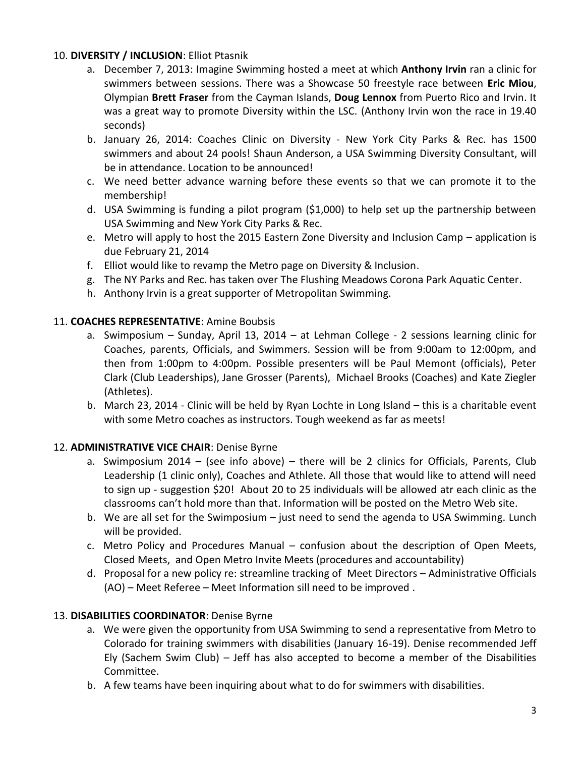10. **DIVERSITY / INCLUSION**: Elliot Ptasnik
    a. December 7, 2013: Imagine Swimming hosted a meet at which **Anthony Irvin** ran a clinic for swimmers between sessions. There was a Showcase 50 freestyle race between **Eric Miou**, Olympian **Brett Fraser** from the Cayman Islands, **Doug Lennox** from Puerto Rico and Irvin. It was a great way to promote Diversity within the LSC. (Anthony Irvin won the race in 19.40 seconds)
    b. January 26, 2014: Coaches Clinic on Diversity - New York City Parks & Rec. has 1500 swimmers and about 24 pools! Shaun Anderson, a USA Swimming Diversity Consultant, will be in attendance. Location to be announced!
    c. We need better advance warning before these events so that we can promote it to the membership!
    d. USA Swimming is funding a pilot program ($1,000) to help set up the partnership between USA Swimming and New York City Parks & Rec.
    e. Metro will apply to host the 2015 Eastern Zone Diversity and Inclusion Camp – application is due February 21, 2014
    f. Elliot would like to revamp the Metro page on Diversity & Inclusion.
    g. The NY Parks and Rec. has taken over The Flushing Meadows Corona Park Aquatic Center.
    h. Anthony Irvin is a great supporter of Metropolitan Swimming.

11. **COACHES REPRESENTATIVE**: Amine Boubsis
    a. Swimposium – Sunday, April 13, 2014 – at Lehman College - 2 sessions learning clinic for Coaches, parents, Officials, and Swimmers. Session will be from 9:00am to 12:00pm, and then from 1:00pm to 4:00pm. Possible presenters will be Paul Memont (officials), Peter Clark (Club Leaderships), Jane Grosser (Parents), Michael Brooks (Coaches) and Kate Ziegler (Athletes).
    b. March 23, 2014 - Clinic will be held by Ryan Lochte in Long Island – this is a charitable event with some Metro coaches as instructors. Tough weekend as far as meets!

12. **ADMINISTRATIVE VICE CHAIR**: Denise Byrne
    a. Swimposium 2014 – (see info above) – there will be 2 clinics for Officials, Parents, Club Leadership (1 clinic only), Coaches and Athlete. All those that would like to attend will need to sign up - suggestion $20! About 20 to 25 individuals will be allowed atr each clinic as the classrooms can't hold more than that. Information will be posted on the Metro Web site.
    b. We are all set for the Swimposium – just need to send the agenda to USA Swimming. Lunch will be provided.
    c. Metro Policy and Procedures Manual – confusion about the description of Open Meets, Closed Meets, and Open Metro Invite Meets (procedures and accountability)
    d. Proposal for a new policy re: streamline tracking of Meet Directors – Administrative Officials (AO) – Meet Referee – Meet Information sill need to be improved .

13. **DISABILITIES COORDINATOR**: Denise Byrne
    a. We were given the opportunity from USA Swimming to send a representative from Metro to Colorado for training swimmers with disabilities (January 16-19). Denise recommended Jeff Ely (Sachem Swim Club) – Jeff has also accepted to become a member of the Disabilities Committee.
    b. A few teams have been inquiring about what to do for swimmers with disabilities.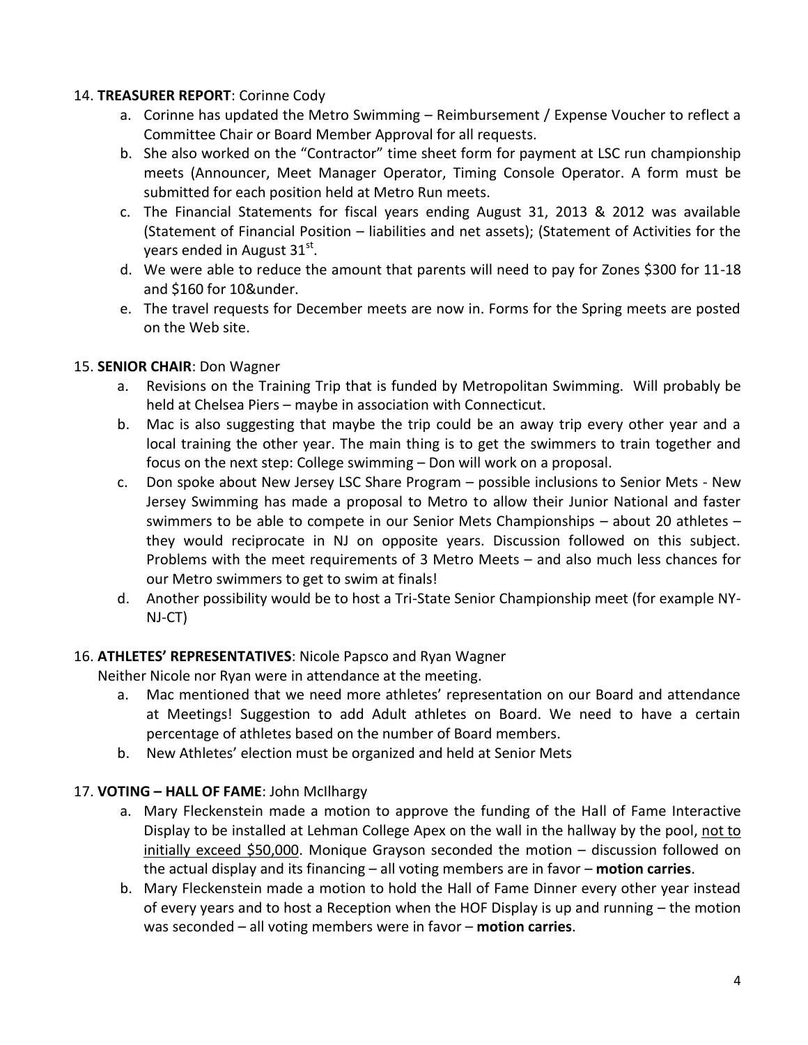14. **TREASURER REPORT**: Corinne Cody

    a. Corinne has updated the Metro Swimming – Reimbursement / Expense Voucher to reflect a Committee Chair or Board Member Approval for all requests.

    b. She also worked on the "Contractor" time sheet form for payment at LSC run championship meets (Announcer, Meet Manager Operator, Timing Console Operator. A form must be submitted for each position held at Metro Run meets.

    c. The Financial Statements for fiscal years ending August 31, 2013 & 2012 was available (Statement of Financial Position – liabilities and net assets); (Statement of Activities for the years ended in August 31st.

    d. We were able to reduce the amount that parents will need to pay for Zones $300 for 11-18 and $160 for 10&under.

    e. The travel requests for December meets are now in. Forms for the Spring meets are posted on the Web site.

15. **SENIOR CHAIR**: Don Wagner

    a. Revisions on the Training Trip that is funded by Metropolitan Swimming. Will probably be held at Chelsea Piers – maybe in association with Connecticut.

    b. Mac is also suggesting that maybe the trip could be an away trip every other year and a local training the other year. The main thing is to get the swimmers to train together and focus on the next step: College swimming – Don will work on a proposal.

    c. Don spoke about New Jersey LSC Share Program – possible inclusions to Senior Mets - New Jersey Swimming has made a proposal to Metro to allow their Junior National and faster swimmers to be able to compete in our Senior Mets Championships – about 20 athletes – they would reciprocate in NJ on opposite years. Discussion followed on this subject. Problems with the meet requirements of 3 Metro Meets – and also much less chances for our Metro swimmers to get to swim at finals!

    d. Another possibility would be to host a Tri-State Senior Championship meet (for example NY-NJ-CT)

16. **ATHLETES' REPRESENTATIVES**: Nicole Papsco and Ryan Wagner

    Neither Nicole nor Ryan were in attendance at the meeting.

    a. Mac mentioned that we need more athletes' representation on our Board and attendance at Meetings! Suggestion to add Adult athletes on Board. We need to have a certain percentage of athletes based on the number of Board members.

    b. New Athletes' election must be organized and held at Senior Mets

17. **VOTING – HALL OF FAME**: John McIlhargy

    a. Mary Fleckenstein made a motion to approve the funding of the Hall of Fame Interactive Display to be installed at Lehman College Apex on the wall in the hallway by the pool, <u>not to initially exceed $50,000</u>. Monique Grayson seconded the motion – discussion followed on the actual display and its financing – all voting members are in favor – **motion carries**.

    b. Mary Fleckenstein made a motion to hold the Hall of Fame Dinner every other year instead of every years and to host a Reception when the HOF Display is up and running – the motion was seconded – all voting members were in favor – **motion carries**.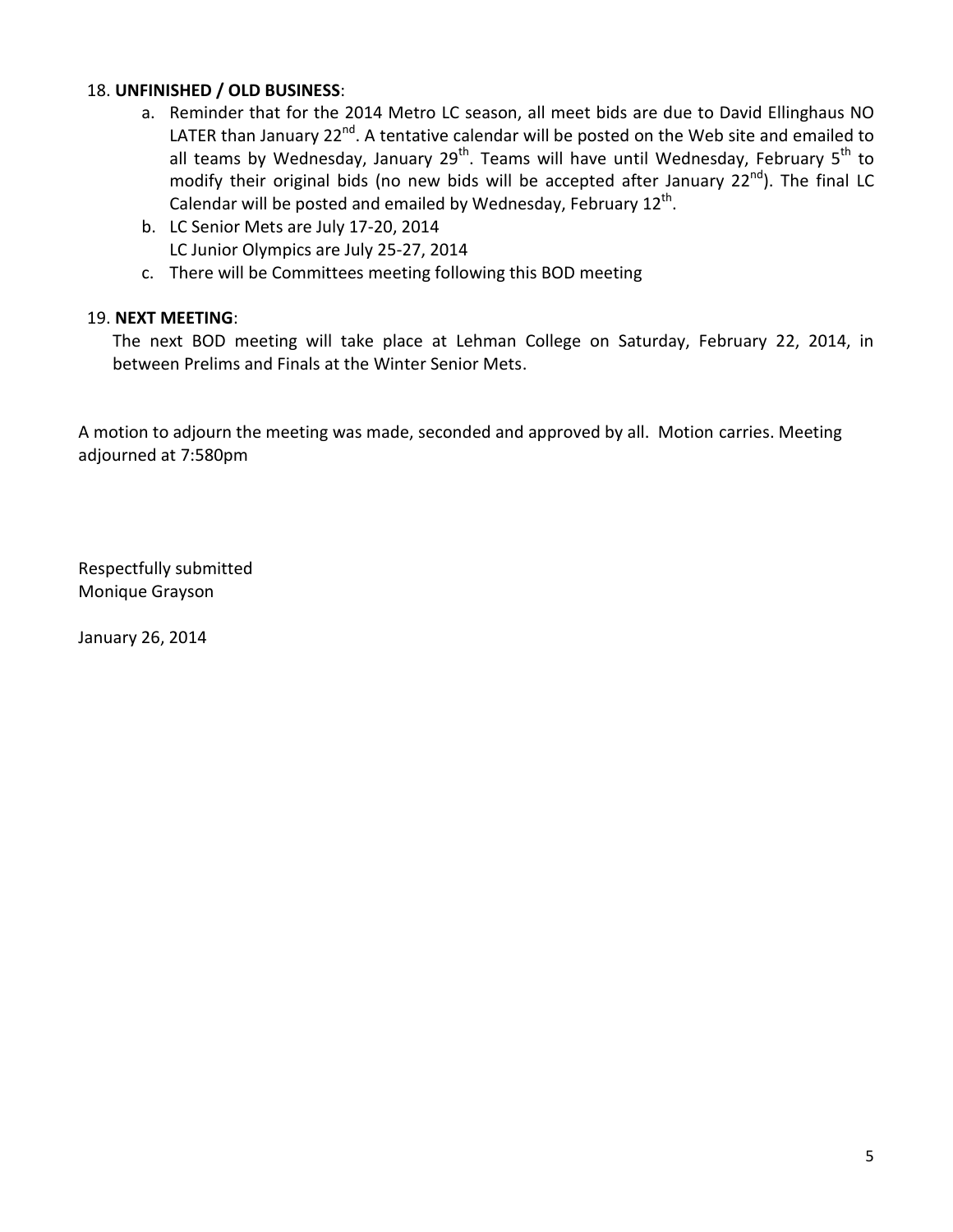18. **UNFINISHED / OLD BUSINESS**:

   a. Reminder that for the 2014 Metro LC season, all meet bids are due to David Ellinghaus NO LATER than January 22nd. A tentative calendar will be posted on the Web site and emailed to all teams by Wednesday, January 29th. Teams will have until Wednesday, February 5th to modify their original bids (no new bids will be accepted after January 22nd). The final LC Calendar will be posted and emailed by Wednesday, February 12th.

   b. LC Senior Mets are July 17-20, 2014
   LC Junior Olympics are July 25-27, 2014

   c. There will be Committees meeting following this BOD meeting

19. **NEXT MEETING**:

   The next BOD meeting will take place at Lehman College on Saturday, February 22, 2014, in between Prelims and Finals at the Winter Senior Mets.

A motion to adjourn the meeting was made, seconded and approved by all. Motion carries. Meeting adjourned at 7:580pm

Respectfully submitted
Monique Grayson

January 26, 2014